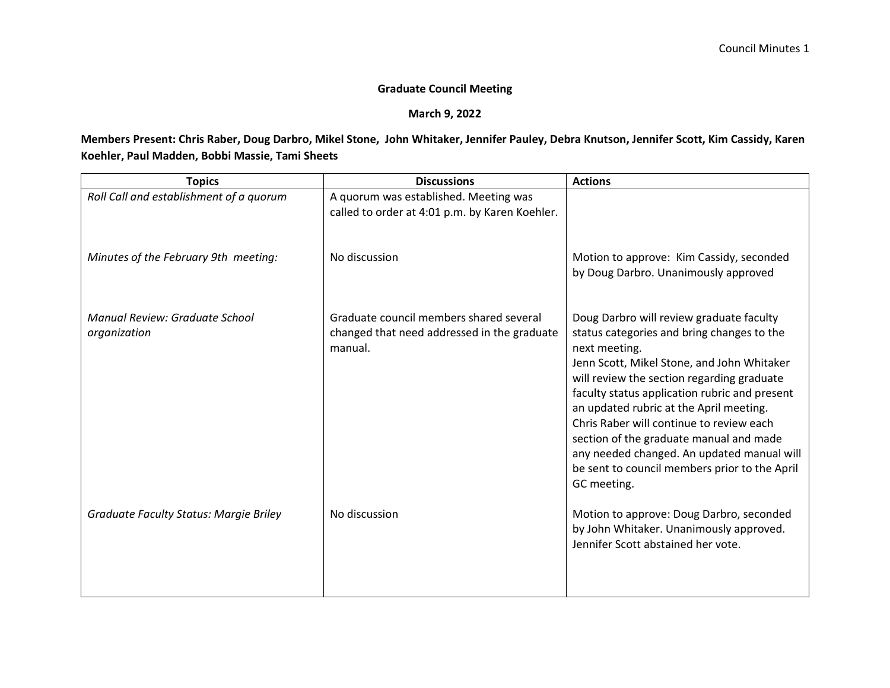**Graduate Council Meeting**

**March 9, 2022**

**Members Present: Chris Raber, Doug Darbro, Mikel Stone, John Whitaker, Jennifer Pauley, Debra Knutson, Jennifer Scott, Kim Cassidy, Karen Koehler, Paul Madden, Bobbi Massie, Tami Sheets**

| Topics | Discussions | Actions |
| --- | --- | --- |
| *Roll Call and establishment of a quorum* | A quorum was established. Meeting was called to order at 4:01 p.m. by Karen Koehler. | |
| *Minutes of the February 9th meeting:* | No discussion | Motion to approve: Kim Cassidy, seconded by Doug Darbro. Unanimously approved |
| *Manual Review: Graduate School organization* | Graduate council members shared several changed that need addressed in the graduate manual. | Doug Darbro will review graduate faculty status categories and bring changes to the next meeting.<br>Jenn Scott, Mikel Stone, and John Whitaker will review the section regarding graduate faculty status application rubric and present an updated rubric at the April meeting.<br>Chris Raber will continue to review each section of the graduate manual and made any needed changed. An updated manual will be sent to council members prior to the April GC meeting. |
| *Graduate Faculty Status: Margie Briley* | No discussion | Motion to approve: Doug Darbro, seconded by John Whitaker. Unanimously approved. Jennifer Scott abstained her vote. |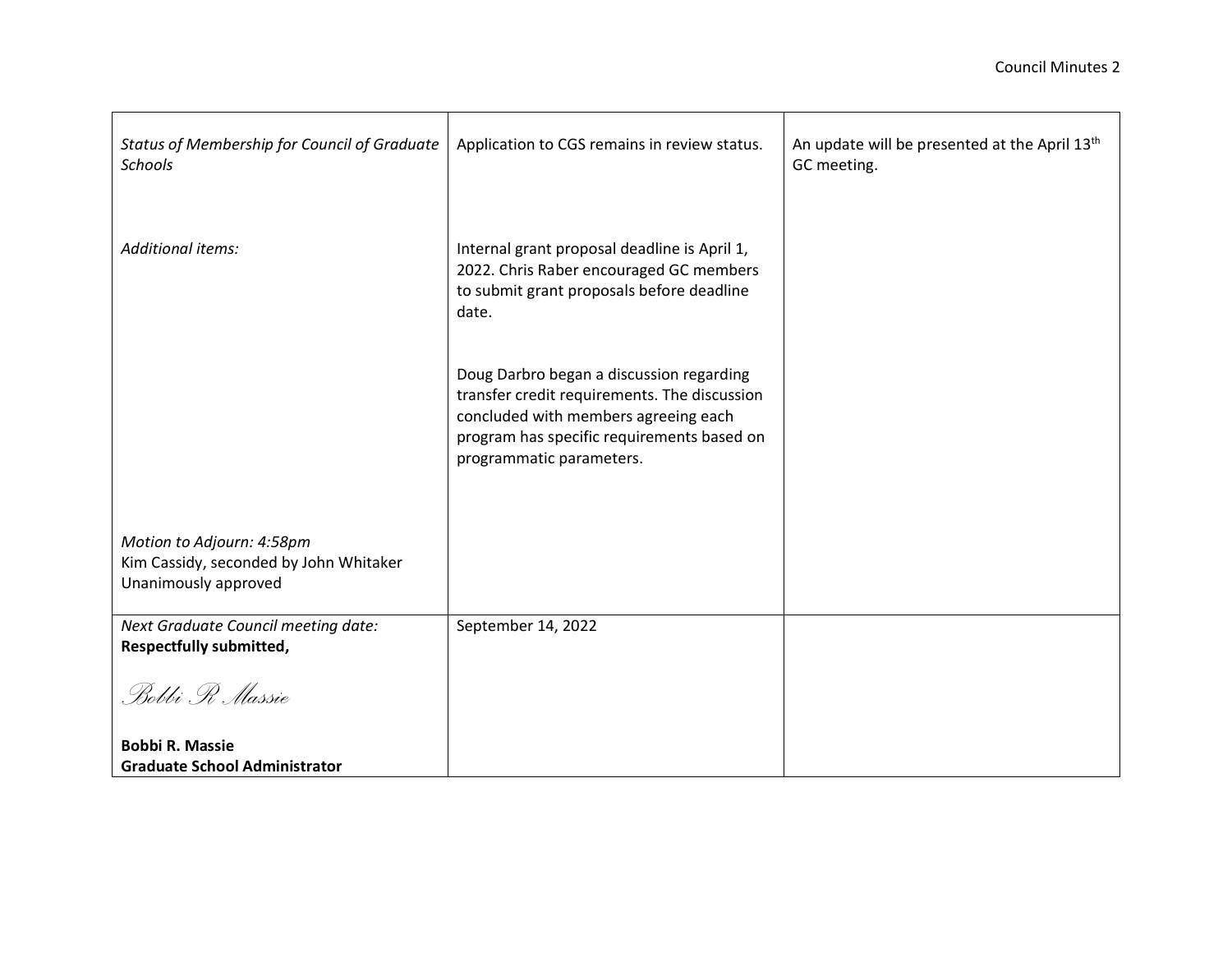| | | |
|---|---|---|
| *Status of Membership for Council of Graduate Schools* | Application to CGS remains in review status. | An update will be presented at the April 13th GC meeting. |
| *Additional items:* | Internal grant proposal deadline is April 1, 2022. Chris Raber encouraged GC members to submit grant proposals before deadline date.<br><br>Doug Darbro began a discussion regarding transfer credit requirements. The discussion concluded with members agreeing each program has specific requirements based on programmatic parameters. | |
| *Motion to Adjourn: 4:58pm*<br>Kim Cassidy, seconded by John Whitaker<br>Unanimously approved | | |
| *Next Graduate Council meeting date:*<br>**Respectfully submitted,**<br><br>*Bobbi R Massie*<br><br>**Bobbi R. Massie**<br>**Graduate School Administrator** | September 14, 2022 | |